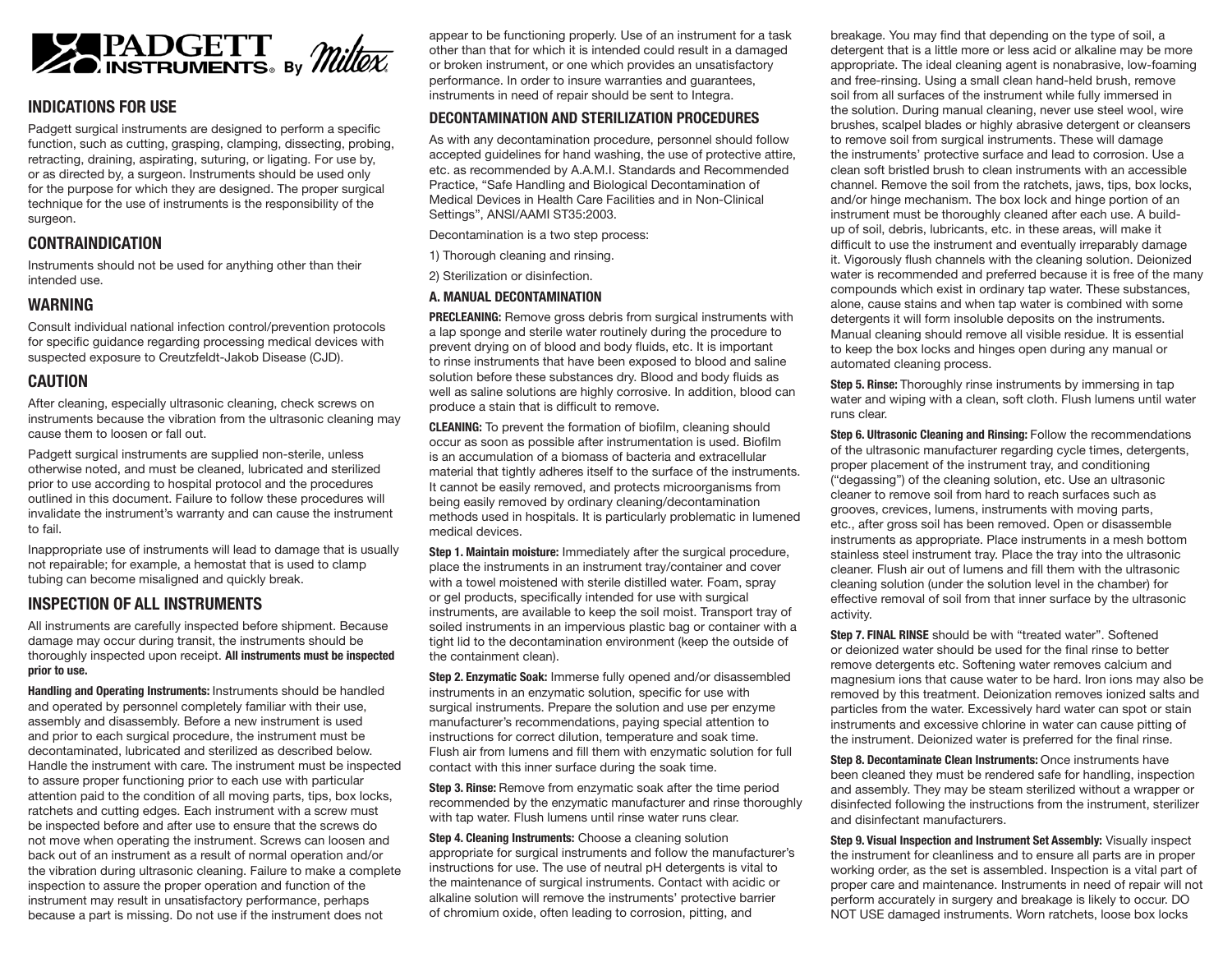PADGETT INSTRUMENTS® By Miltex

## INDICATIONS FOR USE

Padgett surgical instruments are designed to perform a specific function, such as cutting, grasping, clamping, dissecting, probing, retracting, draining, aspirating, suturing, or ligating. For use by, or as directed by, a surgeon. Instruments should be used only for the purpose for which they are designed. The proper surgical technique for the use of instruments is the responsibility of the surgeon.

## CONTRAINDICATION

Instruments should not be used for anything other than their intended use.

## WARNING

Consult individual national infection control/prevention protocols for specific guidance regarding processing medical devices with suspected exposure to Creutzfeldt-Jakob Disease (CJD).

## CAUTION

After cleaning, especially ultrasonic cleaning, check screws on instruments because the vibration from the ultrasonic cleaning may cause them to loosen or fall out.

Padgett surgical instruments are supplied non-sterile, unless otherwise noted, and must be cleaned, lubricated and sterilized prior to use according to hospital protocol and the procedures outlined in this document. Failure to follow these procedures will invalidate the instrument's warranty and can cause the instrument to fail.

Inappropriate use of instruments will lead to damage that is usually not repairable; for example, a hemostat that is used to clamp tubing can become misaligned and quickly break.

## INSPECTION OF ALL INSTRUMENTS

All instruments are carefully inspected before shipment. Because damage may occur during transit, the instruments should be thoroughly inspected upon receipt. **All instruments must be inspected prior to use.**

**Handling and Operating Instruments:** Instruments should be handled and operated by personnel completely familiar with their use, assembly and disassembly. Before a new instrument is used and prior to each surgical procedure, the instrument must be decontaminated, lubricated and sterilized as described below. Handle the instrument with care. The instrument must be inspected to assure proper functioning prior to each use with particular attention paid to the condition of all moving parts, tips, box locks, ratchets and cutting edges. Each instrument with a screw must be inspected before and after use to ensure that the screws do not move when operating the instrument. Screws can loosen and back out of an instrument as a result of normal operation and/or the vibration during ultrasonic cleaning. Failure to make a complete inspection to assure the proper operation and function of the instrument may result in unsatisfactory performance, perhaps because a part is missing. Do not use if the instrument does not appear to be functioning properly. Use of an instrument for a task other than that for which it is intended could result in a damaged or broken instrument, or one which provides an unsatisfactory performance. In order to insure warranties and guarantees, instruments in need of repair should be sent to Integra.

## DECONTAMINATION AND STERILIZATION PROCEDURES

As with any decontamination procedure, personnel should follow accepted guidelines for hand washing, the use of protective attire, etc. as recommended by A.A.M.I. Standards and Recommended Practice, "Safe Handling and Biological Decontamination of Medical Devices in Health Care Facilities and in Non-Clinical Settings", ANSI/AAMI ST35:2003.

Decontamination is a two step process:

1) Thorough cleaning and rinsing.

2) Sterilization or disinfection.

### A. MANUAL DECONTAMINATION

**PRECLEANING:** Remove gross debris from surgical instruments with a lap sponge and sterile water routinely during the procedure to prevent drying on of blood and body fluids, etc. It is important to rinse instruments that have been exposed to blood and saline solution before these substances dry. Blood and body fluids as well as saline solutions are highly corrosive. In addition, blood can produce a stain that is difficult to remove.

**CLEANING:** To prevent the formation of biofilm, cleaning should occur as soon as possible after instrumentation is used. Biofilm is an accumulation of a biomass of bacteria and extracellular material that tightly adheres itself to the surface of the instruments. It cannot be easily removed, and protects microorganisms from being easily removed by ordinary cleaning/decontamination methods used in hospitals. It is particularly problematic in lumened medical devices.

**Step 1. Maintain moisture:** Immediately after the surgical procedure, place the instruments in an instrument tray/container and cover with a towel moistened with sterile distilled water. Foam, spray or gel products, specifically intended for use with surgical instruments, are available to keep the soil moist. Transport tray of soiled instruments in an impervious plastic bag or container with a tight lid to the decontamination environment (keep the outside of the containment clean).

**Step 2. Enzymatic Soak:** Immerse fully opened and/or disassembled instruments in an enzymatic solution, specific for use with surgical instruments. Prepare the solution and use per enzyme manufacturer's recommendations, paying special attention to instructions for correct dilution, temperature and soak time. Flush air from lumens and fill them with enzymatic solution for full contact with this inner surface during the soak time.

**Step 3. Rinse:** Remove from enzymatic soak after the time period recommended by the enzymatic manufacturer and rinse thoroughly with tap water. Flush lumens until rinse water runs clear.

**Step 4. Cleaning Instruments:** Choose a cleaning solution appropriate for surgical instruments and follow the manufacturer's instructions for use. The use of neutral pH detergents is vital to the maintenance of surgical instruments. Contact with acidic or alkaline solution will remove the instruments' protective barrier of chromium oxide, often leading to corrosion, pitting, and breakage. You may find that depending on the type of soil, a detergent that is a little more or less acid or alkaline may be more appropriate. The ideal cleaning agent is nonabrasive, low-foaming and free-rinsing. Using a small clean hand-held brush, remove soil from all surfaces of the instrument while fully immersed in the solution. During manual cleaning, never use steel wool, wire brushes, scalpel blades or highly abrasive detergent or cleansers to remove soil from surgical instruments. These will damage the instruments' protective surface and lead to corrosion. Use a clean soft bristled brush to clean instruments with an accessible channel. Remove the soil from the ratchets, jaws, tips, box locks, and/or hinge mechanism. The box lock and hinge portion of an instrument must be thoroughly cleaned after each use. A build-up of soil, debris, lubricants, etc. in these areas, will make it difficult to use the instrument and eventually irreparably damage it. Vigorously flush channels with the cleaning solution. Deionized water is recommended and preferred because it is free of the many compounds which exist in ordinary tap water. These substances, alone, cause stains and when tap water is combined with some detergents it will form insoluble deposits on the instruments. Manual cleaning should remove all visible residue. It is essential to keep the box locks and hinges open during any manual or automated cleaning process.

**Step 5. Rinse:** Thoroughly rinse instruments by immersing in tap water and wiping with a clean, soft cloth. Flush lumens until water runs clear.

**Step 6. Ultrasonic Cleaning and Rinsing:** Follow the recommendations of the ultrasonic manufacturer regarding cycle times, detergents, proper placement of the instrument tray, and conditioning ("degassing") of the cleaning solution, etc. Use an ultrasonic cleaner to remove soil from hard to reach surfaces such as grooves, crevices, lumens, instruments with moving parts, etc., after gross soil has been removed. Open or disassemble instruments as appropriate. Place instruments in a mesh bottom stainless steel instrument tray. Place the tray into the ultrasonic cleaner. Flush air out of lumens and fill them with the ultrasonic cleaning solution (under the solution level in the chamber) for effective removal of soil from that inner surface by the ultrasonic activity.

**Step 7. FINAL RINSE** should be with "treated water". Softened or deionized water should be used for the final rinse to better remove detergents etc. Softening water removes calcium and magnesium ions that cause water to be hard. Iron ions may also be removed by this treatment. Deionization removes ionized salts and particles from the water. Excessively hard water can spot or stain instruments and excessive chlorine in water can cause pitting of the instrument. Deionized water is preferred for the final rinse.

**Step 8. Decontaminate Clean Instruments:** Once instruments have been cleaned they must be rendered safe for handling, inspection and assembly. They may be steam sterilized without a wrapper or disinfected following the instructions from the instrument, sterilizer and disinfectant manufacturers.

**Step 9. Visual Inspection and Instrument Set Assembly:** Visually inspect the instrument for cleanliness and to ensure all parts are in proper working order, as the set is assembled. Inspection is a vital part of proper care and maintenance. Instruments in need of repair will not perform accurately in surgery and breakage is likely to occur. DO NOT USE damaged instruments. Worn ratchets, loose box locks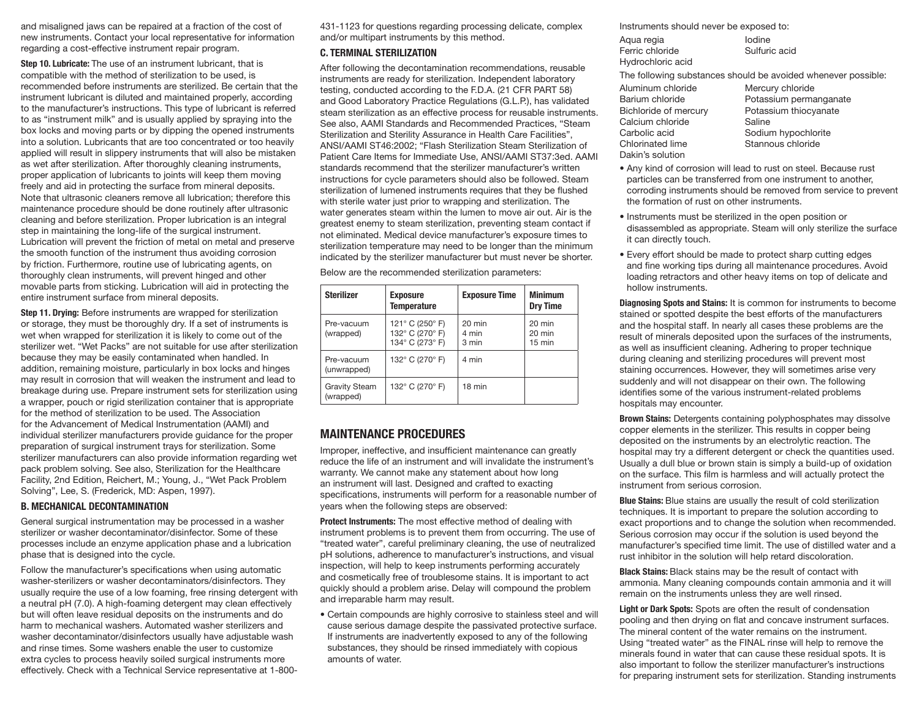and misaligned jaws can be repaired at a fraction of the cost of new instruments. Contact your local representative for information regarding a cost-effective instrument repair program.

**Step 10. Lubricate:** The use of an instrument lubricant, that is compatible with the method of sterilization to be used, is recommended before instruments are sterilized. Be certain that the instrument lubricant is diluted and maintained properly, according to the manufacturer's instructions. This type of lubricant is referred to as "instrument milk" and is usually applied by spraying into the box locks and moving parts or by dipping the opened instruments into a solution. Lubricants that are too concentrated or too heavily applied will result in slippery instruments that will also be mistaken as wet after sterilization. After thoroughly cleaning instruments, proper application of lubricants to joints will keep them moving freely and aid in protecting the surface from mineral deposits. Note that ultrasonic cleaners remove all lubrication; therefore this maintenance procedure should be done routinely after ultrasonic cleaning and before sterilization. Proper lubrication is an integral step in maintaining the long-life of the surgical instrument. Lubrication will prevent the friction of metal on metal and preserve the smooth function of the instrument thus avoiding corrosion by friction. Furthermore, routine use of lubricating agents, on thoroughly clean instruments, will prevent hinged and other movable parts from sticking. Lubrication will aid in protecting the entire instrument surface from mineral deposits.

**Step 11. Drying:** Before instruments are wrapped for sterilization or storage, they must be thoroughly dry. If a set of instruments is wet when wrapped for sterilization it is likely to come out of the sterilizer wet. "Wet Packs" are not suitable for use after sterilization because they may be easily contaminated when handled. In addition, remaining moisture, particularly in box locks and hinges may result in corrosion that will weaken the instrument and lead to breakage during use. Prepare instrument sets for sterilization using a wrapper, pouch or rigid sterilization container that is appropriate for the method of sterilization to be used. The Association for the Advancement of Medical Instrumentation (AAMI) and individual sterilizer manufacturers provide guidance for the proper preparation of surgical instrument trays for sterilization. Some sterilizer manufacturers can also provide information regarding wet pack problem solving. See also, Sterilization for the Healthcare Facility, 2nd Edition, Reichert, M.; Young, J., "Wet Pack Problem Solving", Lee, S. (Frederick, MD: Aspen, 1997).

### B. MECHANICAL DECONTAMINATION

General surgical instrumentation may be processed in a washer sterilizer or washer decontaminator/disinfector. Some of these processes include an enzyme application phase and a lubrication phase that is designed into the cycle.

Follow the manufacturer's specifications when using automatic washer-sterilizers or washer decontaminators/disinfectors. They usually require the use of a low foaming, free rinsing detergent with a neutral pH (7.0). A high-foaming detergent may clean effectively but will often leave residual deposits on the instruments and do harm to mechanical washers. Automated washer sterilizers and washer decontaminator/disinfectors usually have adjustable wash and rinse times. Some washers enable the user to customize extra cycles to process heavily soiled surgical instruments more effectively. Check with a Technical Service representative at 1-800-431-1123 for questions regarding processing delicate, complex and/or multipart instruments by this method.

### C. TERMINAL STERILIZATION

After following the decontamination recommendations, reusable instruments are ready for sterilization. Independent laboratory testing, conducted according to the F.D.A. (21 CFR PART 58) and Good Laboratory Practice Regulations (G.L.P.), has validated steam sterilization as an effective process for reusable instruments. See also, AAMI Standards and Recommended Practices, "Steam Sterilization and Sterility Assurance in Health Care Facilities", ANSI/AAMI ST46:2002; "Flash Sterilization Steam Sterilization of Patient Care Items for Immediate Use, ANSI/AAMI ST37:3ed. AAMI standards recommend that the sterilizer manufacturer's written instructions for cycle parameters should also be followed. Steam sterilization of lumened instruments requires that they be flushed with sterile water just prior to wrapping and sterilization. The water generates steam within the lumen to move air out. Air is the greatest enemy to steam sterilization, preventing steam contact if not eliminated. Medical device manufacturer's exposure times to sterilization temperature may need to be longer than the minimum indicated by the sterilizer manufacturer but must never be shorter.

Below are the recommended sterilization parameters:

| Sterilizer | Exposure Temperature | Exposure Time | Minimum Dry Time |
|---|---|---|---|
| Pre-vacuum (wrapped) | 121° C (250° F)<br>132° C (270° F)<br>134° C (273° F) | 20 min<br>4 min<br>3 min | 20 min<br>20 min<br>15 min |
| Pre-vacuum (unwrapped) | 132° C (270° F) | 4 min | |
| Gravity Steam (wrapped) | 132° C (270° F) | 18 min | |

## MAINTENANCE PROCEDURES

Improper, ineffective, and insufficient maintenance can greatly reduce the life of an instrument and will invalidate the instrument's warranty. We cannot make any statement about how long an instrument will last. Designed and crafted to exacting specifications, instruments will perform for a reasonable number of years when the following steps are observed:

**Protect Instruments:** The most effective method of dealing with instrument problems is to prevent them from occurring. The use of "treated water", careful preliminary cleaning, the use of neutralized pH solutions, adherence to manufacturer's instructions, and visual inspection, will help to keep instruments performing accurately and cosmetically free of troublesome stains. It is important to act quickly should a problem arise. Delay will compound the problem and irreparable harm may result.

- Certain compounds are highly corrosive to stainless steel and will cause serious damage despite the passivated protective surface. If instruments are inadvertently exposed to any of the following substances, they should be rinsed immediately with copious amounts of water.

Instruments should never be exposed to:

- Aqua regia
- Ferric chloride
- Hydrochloric acid
- Iodine
- Sulfuric acid

The following substances should be avoided whenever possible:

- Aluminum chloride
- Barium chloride
- Bichloride of mercury
- Calcium chloride
- Carbolic acid
- Chlorinated lime
- Dakin's solution
- Mercury chloride
- Potassium permanganate
- Potassium thiocyanate
- Saline
- Sodium hypochlorite
- Stannous chloride

- Any kind of corrosion will lead to rust on steel. Because rust particles can be transferred from one instrument to another, corroding instruments should be removed from service to prevent the formation of rust on other instruments.
- Instruments must be sterilized in the open position or disassembled as appropriate. Steam will only sterilize the surface it can directly touch.
- Every effort should be made to protect sharp cutting edges and fine working tips during all maintenance procedures. Avoid loading retractors and other heavy items on top of delicate and hollow instruments.

**Diagnosing Spots and Stains:** It is common for instruments to become stained or spotted despite the best efforts of the manufacturers and the hospital staff. In nearly all cases these problems are the result of minerals deposited upon the surfaces of the instruments, as well as insufficient cleaning. Adhering to proper technique during cleaning and sterilizing procedures will prevent most staining occurrences. However, they will sometimes arise very suddenly and will not disappear on their own. The following identifies some of the various instrument-related problems hospitals may encounter.

**Brown Stains:** Detergents containing polyphosphates may dissolve copper elements in the sterilizer. This results in copper being deposited on the instruments by an electrolytic reaction. The hospital may try a different detergent or check the quantities used. Usually a dull blue or brown stain is simply a build-up of oxidation on the surface. This film is harmless and will actually protect the instrument from serious corrosion.

**Blue Stains:** Blue stains are usually the result of cold sterilization techniques. It is important to prepare the solution according to exact proportions and to change the solution when recommended. Serious corrosion may occur if the solution is used beyond the manufacturer's specified time limit. The use of distilled water and a rust inhibitor in the solution will help retard discoloration.

**Black Stains:** Black stains may be the result of contact with ammonia. Many cleaning compounds contain ammonia and it will remain on the instruments unless they are well rinsed.

**Light or Dark Spots:** Spots are often the result of condensation pooling and then drying on flat and concave instrument surfaces. The mineral content of the water remains on the instrument. Using "treated water" as the FINAL rinse will help to remove the minerals found in water that can cause these residual spots. It is also important to follow the sterilizer manufacturer's instructions for preparing instrument sets for sterilization. Standing instruments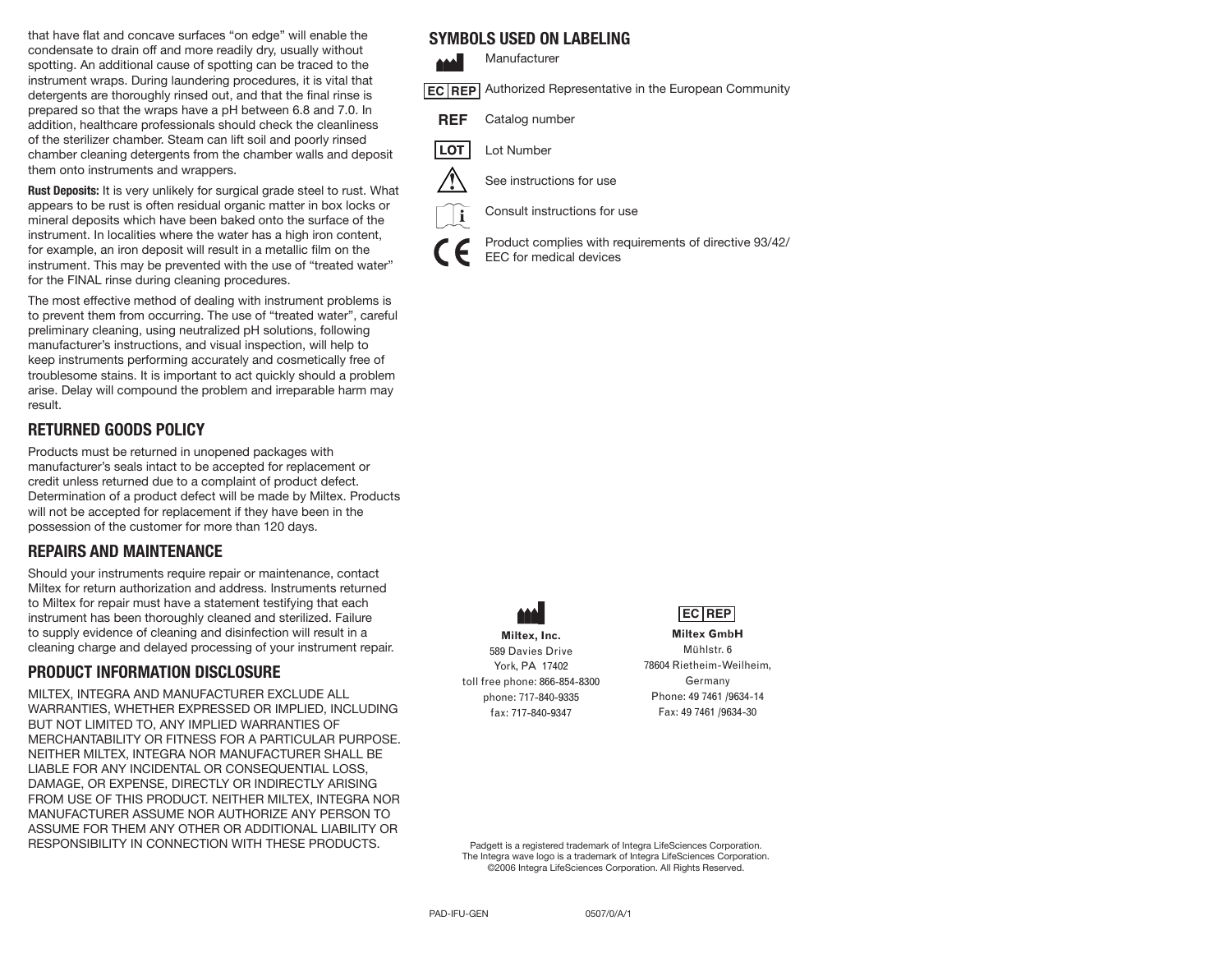that have flat and concave surfaces "on edge" will enable the condensate to drain off and more readily dry, usually without spotting. An additional cause of spotting can be traced to the instrument wraps. During laundering procedures, it is vital that detergents are thoroughly rinsed out, and that the final rinse is prepared so that the wraps have a pH between 6.8 and 7.0. In addition, healthcare professionals should check the cleanliness of the sterilizer chamber. Steam can lift soil and poorly rinsed chamber cleaning detergents from the chamber walls and deposit them onto instruments and wrappers.

**Rust Deposits:** It is very unlikely for surgical grade steel to rust. What appears to be rust is often residual organic matter in box locks or mineral deposits which have been baked onto the surface of the instrument. In localities where the water has a high iron content, for example, an iron deposit will result in a metallic film on the instrument. This may be prevented with the use of "treated water" for the FINAL rinse during cleaning procedures.

The most effective method of dealing with instrument problems is to prevent them from occurring. The use of "treated water", careful preliminary cleaning, using neutralized pH solutions, following manufacturer's instructions, and visual inspection, will help to keep instruments performing accurately and cosmetically free of troublesome stains. It is important to act quickly should a problem arise. Delay will compound the problem and irreparable harm may result.

## RETURNED GOODS POLICY

Products must be returned in unopened packages with manufacturer's seals intact to be accepted for replacement or credit unless returned due to a complaint of product defect. Determination of a product defect will be made by Miltex. Products will not be accepted for replacement if they have been in the possession of the customer for more than 120 days.

## REPAIRS AND MAINTENANCE

Should your instruments require repair or maintenance, contact Miltex for return authorization and address. Instruments returned to Miltex for repair must have a statement testifying that each instrument has been thoroughly cleaned and sterilized. Failure to supply evidence of cleaning and disinfection will result in a cleaning charge and delayed processing of your instrument repair.

## PRODUCT INFORMATION DISCLOSURE

MILTEX, INTEGRA AND MANUFACTURER EXCLUDE ALL WARRANTIES, WHETHER EXPRESSED OR IMPLIED, INCLUDING BUT NOT LIMITED TO, ANY IMPLIED WARRANTIES OF MERCHANTABILITY OR FITNESS FOR A PARTICULAR PURPOSE. NEITHER MILTEX, INTEGRA NOR MANUFACTURER SHALL BE LIABLE FOR ANY INCIDENTAL OR CONSEQUENTIAL LOSS, DAMAGE, OR EXPENSE, DIRECTLY OR INDIRECTLY ARISING FROM USE OF THIS PRODUCT. NEITHER MILTEX, INTEGRA NOR MANUFACTURER ASSUME NOR AUTHORIZE ANY PERSON TO ASSUME FOR THEM ANY OTHER OR ADDITIONAL LIABILITY OR RESPONSIBILITY IN CONNECTION WITH THESE PRODUCTS.

## SYMBOLS USED ON LABELING

| | |
|---|---|
| | Manufacturer |
| EC REP | Authorized Representative in the European Community |
| REF | Catalog number |
| LOT | Lot Number |
| | See instructions for use |
| | Consult instructions for use |
| CE | Product complies with requirements of directive 93/42/EEC for medical devices |

**Miltex, Inc.**
589 Davies Drive
York, PA 17402
toll free phone: 866-854-8300
phone: 717-840-9335
fax: 717-840-9347

EC REP
**Miltex GmbH**
Mühlstr. 6
78604 Rietheim-Weilheim,
Germany
Phone: 49 7461 /9634-14
Fax: 49 7461 /9634-30

Padgett is a registered trademark of Integra LifeSciences Corporation.
The Integra wave logo is a trademark of Integra LifeSciences Corporation.
©2006 Integra LifeSciences Corporation. All Rights Reserved.

PAD-IFU-GEN 0507/0/A/1